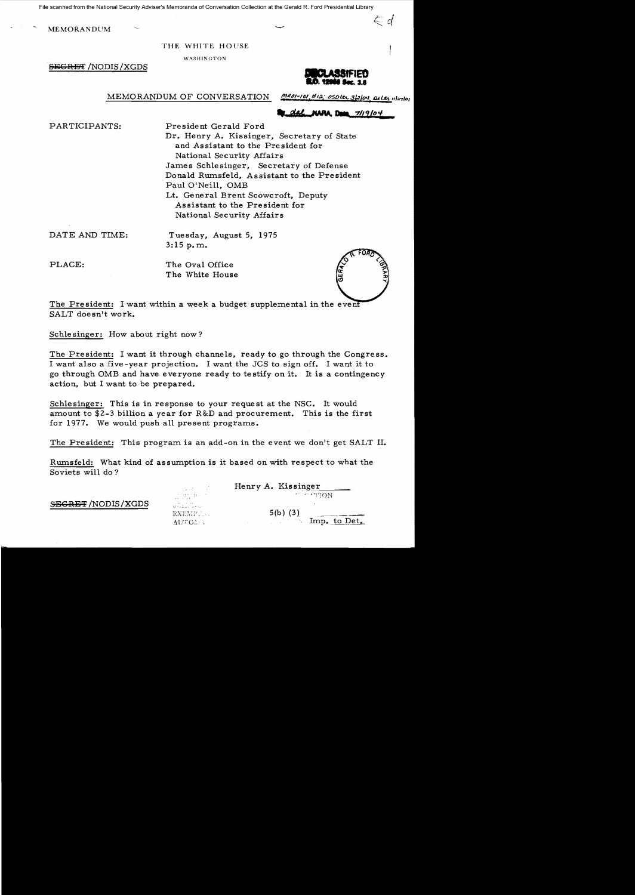File scanned from the National Security Adviser's Memoranda of Conversation Collection at the Gerald R. Ford Presidential Library

MEMORANDUM

THE WHITE HOUSE

WASHINGTON

~~SECRET~~/NODIS/XGDS

DECLASSIFIED
E.O. 12958 Sec. 3.6

MEMORANDUM OF CONVERSATION

MR01-101, #12; OSD ltr 3/2/04; State ltr 11/27/01

By dal NARA, Date 7/19/04

PARTICIPANTS: President Gerald Ford
Dr. Henry A. Kissinger, Secretary of State and Assistant to the President for National Security Affairs
James Schlesinger, Secretary of Defense
Donald Rumsfeld, Assistant to the President
Paul O'Neill, OMB
Lt. General Brent Scowcroft, Deputy Assistant to the President for National Security Affairs

DATE AND TIME: Tuesday, August 5, 1975
3:15 p.m.

PLACE: The Oval Office
The White House

The President: I want within a week a budget supplemental in the event SALT doesn't work.

Schlesinger: How about right now?

The President: I want it through channels, ready to go through the Congress. I want also a five-year projection. I want the JCS to sign off. I want it to go through OMB and have everyone ready to testify on it. It is a contingency action, but I want to be prepared.

Schlesinger: This is in response to your request at the NSC. It would amount to $2-3 billion a year for R&D and procurement. This is the first for 1977. We would push all present programs.

The President: This program is an add-on in the event we don't get SALT II.

Rumsfeld: What kind of assumption is it based on with respect to what the Soviets will do?

~~SECRET~~/NODIS/XGDS

Henry A. Kissinger
EXEMPT
5(b) (3)
Imp. to Det.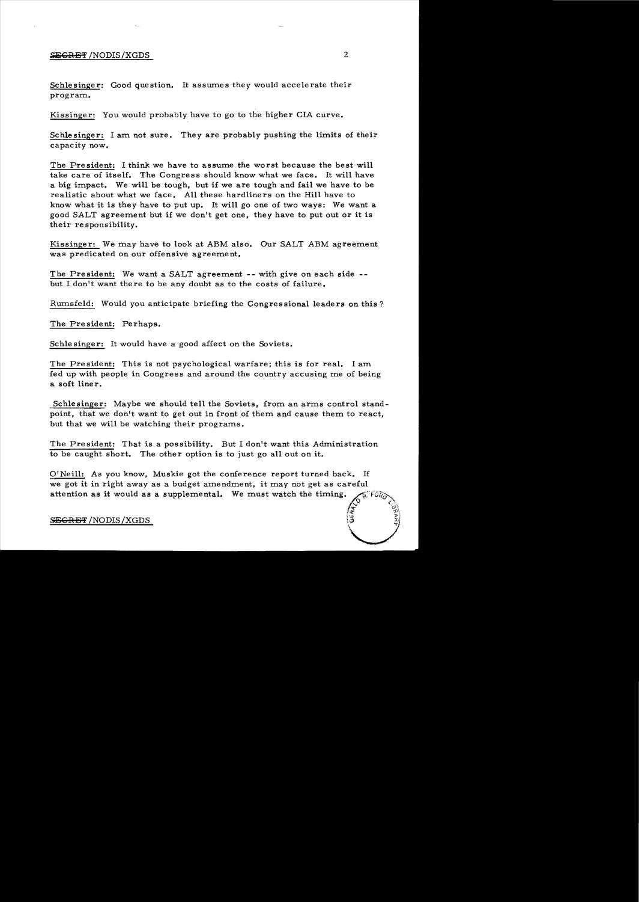Schlesinger: Good question. It assumes they would accelerate their program.

Kissinger: You would probably have to go to the higher CIA curve.

Schlesinger: I am not sure. They are probably pushing the limits of their capacity now.

The President: I think we have to assume the worst because the best will take care of itself. The Congress should know what we face. It will have a big impact. We will be tough, but if we are tough and fail we have to be realistic about what we face. All these hardliners on the Hill have to know what it is they have to put up. It will go one of two ways: We want a good SALT agreement but if we don't get one, they have to put out or it is their responsibility.

Kissinger: We may have to look at ABM also. Our SALT ABM agreement was predicated on our offensive agreement.

The President: We want a SALT agreement -- with give on each side -- but I don't want there to be any doubt as to the costs of failure.

Rumsfeld: Would you anticipate briefing the Congressional leaders on this?

The President: Perhaps.

Schlesinger: It would have a good affect on the Soviets.

The President: This is not psychological warfare; this is for real. I am fed up with people in Congress and around the country accusing me of being a soft liner.

Schlesinger: Maybe we should tell the Soviets, from an arms control standpoint, that we don't want to get out in front of them and cause them to react, but that we will be watching their programs.

The President: That is a possibility. But I don't want this Administration to be caught short. The other option is to just go all out on it.

O'Neill: As you know, Muskie got the conference report turned back. If we got it in right away as a budget amendment, it may not get as careful attention as it would as a supplemental. We must watch the timing.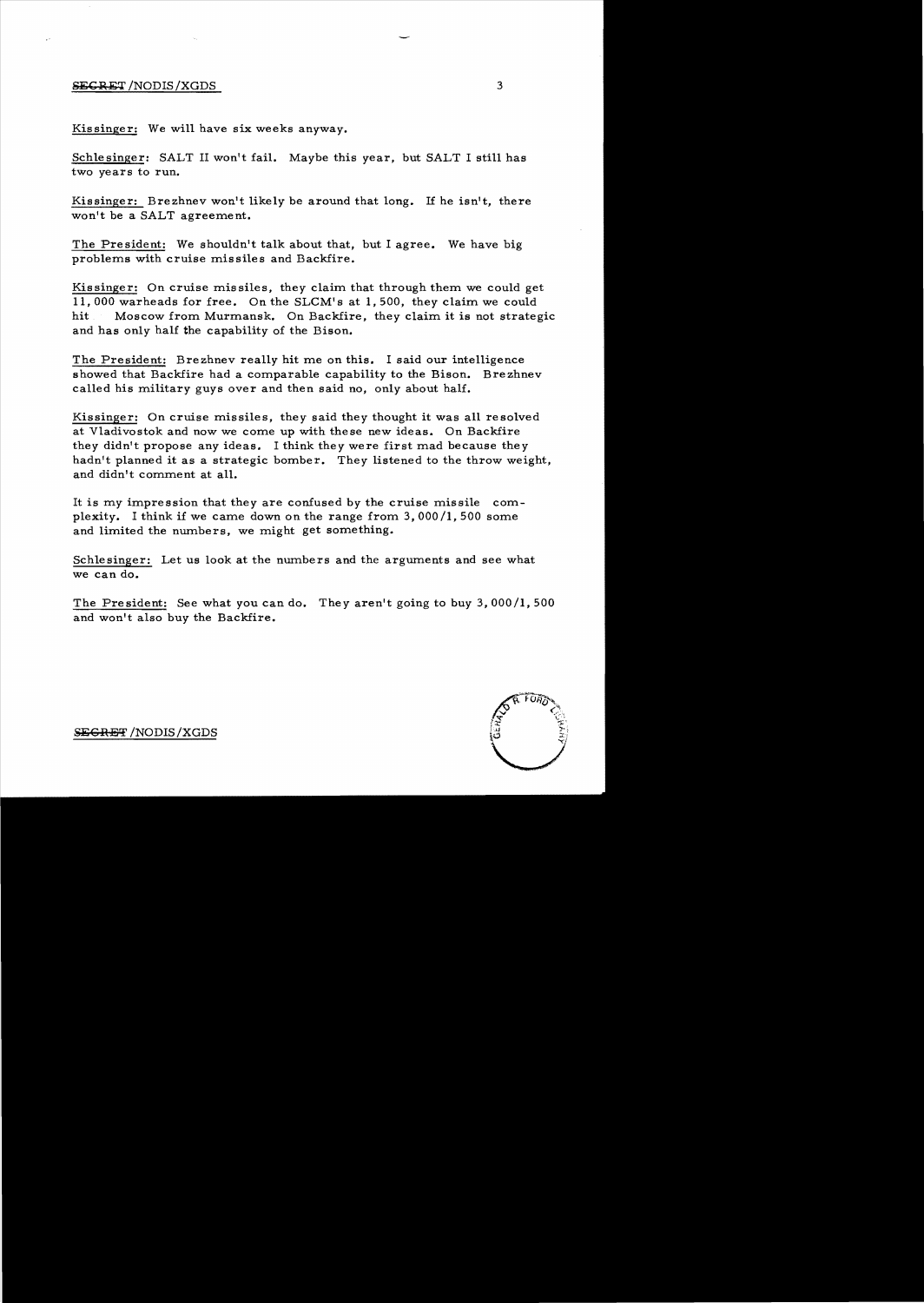Kissinger: We will have six weeks anyway.

Schlesinger: SALT II won't fail. Maybe this year, but SALT I still has two years to run.

Kissinger: Brezhnev won't likely be around that long. If he isn't, there won't be a SALT agreement.

The President: We shouldn't talk about that, but I agree. We have big problems with cruise missiles and Backfire.

Kissinger: On cruise missiles, they claim that through them we could get 11,000 warheads for free. On the SLCM's at 1,500, they claim we could hit Moscow from Murmansk. On Backfire, they claim it is not strategic and has only half the capability of the Bison.

The President: Brezhnev really hit me on this. I said our intelligence showed that Backfire had a comparable capability to the Bison. Brezhnev called his military guys over and then said no, only about half.

Kissinger: On cruise missiles, they said they thought it was all resolved at Vladivostok and now we come up with these new ideas. On Backfire they didn't propose any ideas. I think they were first mad because they hadn't planned it as a strategic bomber. They listened to the throw weight, and didn't comment at all.

It is my impression that they are confused by the cruise missile complexity. I think if we came down on the range from 3,000/1,500 some and limited the numbers, we might get something.

Schlesinger: Let us look at the numbers and the arguments and see what we can do.

The President: See what you can do. They aren't going to buy 3,000/1,500 and won't also buy the Backfire.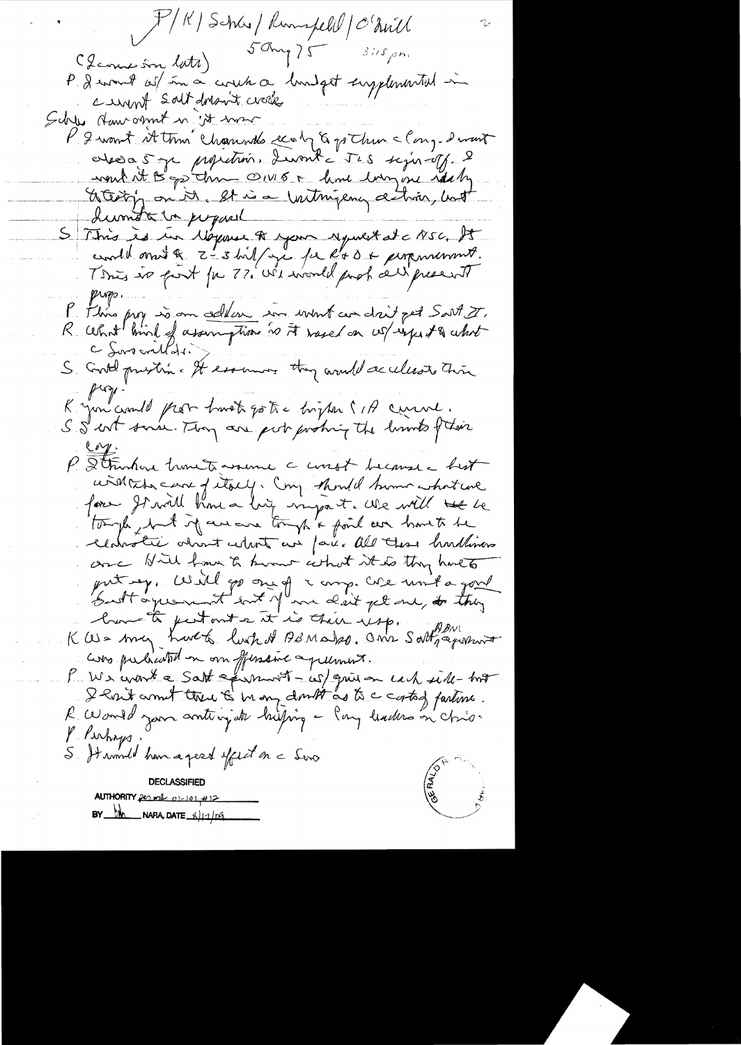P/K/Schles/Rumsfeld/O'Neill

5 Aug 75 3:15 pm

(Iconic in late)

P. I want w/ in a week a budget supplemental in current Salt doesn't work

Schles. How about in it now

P. I want it thru channels early to go thru the Cong. I want also a 5 yr projection. I want the JCS sign-off. I want it to go thru OMB + have everyone ready to testify on it. It is a contingency action, but I want to be prepared.

S. This is in response to your request at the NSC. It could amount to 2-3 bil/yr for R+D + procurement. This is just for 77. We would push all present progs.

P. This prog is on addition in event we don't get Salt II.

R. What kind of assumption is it based on w/ respect to what the Sov will do.

S. Good question. It assumes they would accelerate their prog.

K. You could push both go to higher CIA curve.

S. I not sure. They are not pushing the limits of their cap.

P. I think we have to assume the worst because the best will take care of itself. Cong should know what we face. It will have a big impact. We will be tough, but if we are tough + fail we have to be elaborate about what we face. All these hardliners are still have to know what it is they have to put up. Will go out of the comp. We want a good Salt agreement but if we don't get one, so they have to put out — it is their resp.

K. We may have to look at ABM also. Our Salt/ABM agreement was predicated on an offensive agreement.

P. We want a Salt agreement — w/ give on each side — but I don't want there to be any doubt as to the costs of failure.

R. Would you anticipate briefing the Cong leaders on this.

P. Perhaps.

S. It would have a good effect on the Sov

DECLASSIFIED
AUTHORITY per rule 01-101, #12
BY [initials] NARA, DATE 8/11/04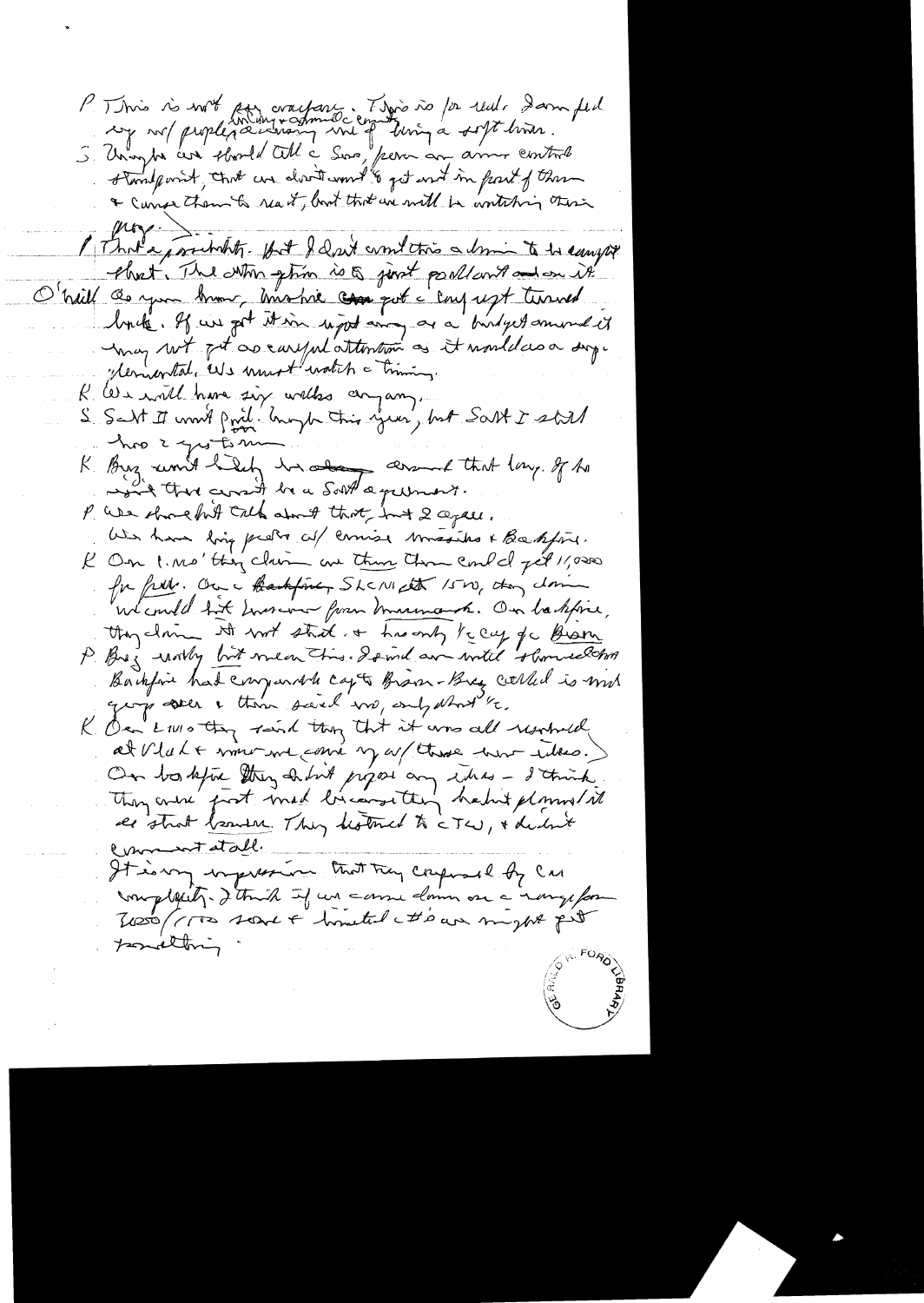P This is not for campaign. This is for real. I am fed up w/ people [bitching + accusing] me of being a soft liner.

S Unless we should tell the Sovs, from an arms control standpoint, that we don't want to get out in front of them & cause them to react, but that we will be watching their prog.

P That's a possibility. But I don't want this admin to be accused of that. The attention given is just all over it.

O'Neill As you know, Mahon got a cut & got turned back. If we got it in up front as a budget amendment it may not get as careful attention as it would as a supplemental. We must watch the timing.

K We will have six weeks anyway.

S Salt II won't [be] final by this year, but Salt I still has 2 years to run.

K Brez won't likely be around that long. If he isn't there won't be a Salt agreement.

P We should not talk about that, but I agree.

We have big probs w/ cruise missiles & Backfire.

K On LRMO they claim we think they could get 11,000 for free. On a Backfire SLCM with 1500, they claim we could hit Moscow from Murmansk. On Backfire, they claim it's not strat. & has only ½ cap for Bison.

P Brez really bit me on this. I said our intel showed Backfire had comparable cap to Bison – Brez called in his group & they said no, only about ½.

K On LRMO they said they thought it was all resolved at Vlad & now we come up w/ these new ideas. On backfire they didn't propose any ideas – I think they were just mad because they hadn't planned it as strat bomber. They listened to CTW, & didn't comment at all.

It is my impression that they [are] confused by our complexity. I think if we come down on a range for 2000/1500 & limited #s we might get something.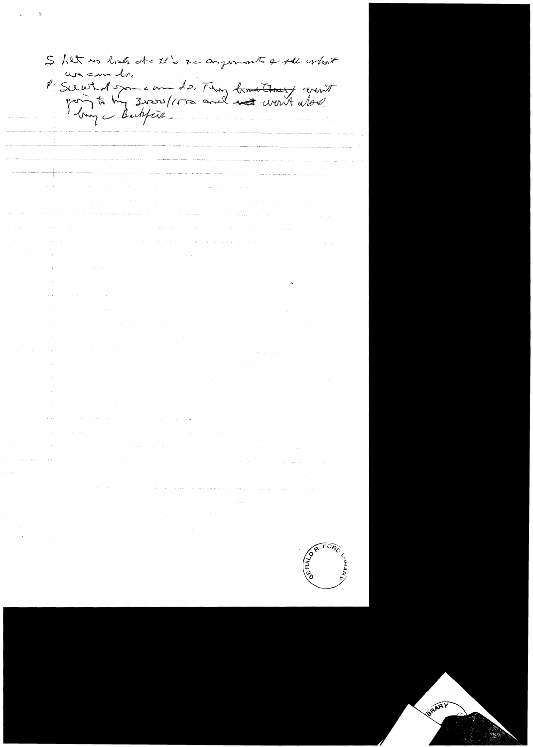S Let us look at the #'s & arguments & tell what we can do.

P See what you can do. They ~~know they~~ aren't going to buy 3000/1500 and ~~[struck]~~ won't also buy a Backfire.